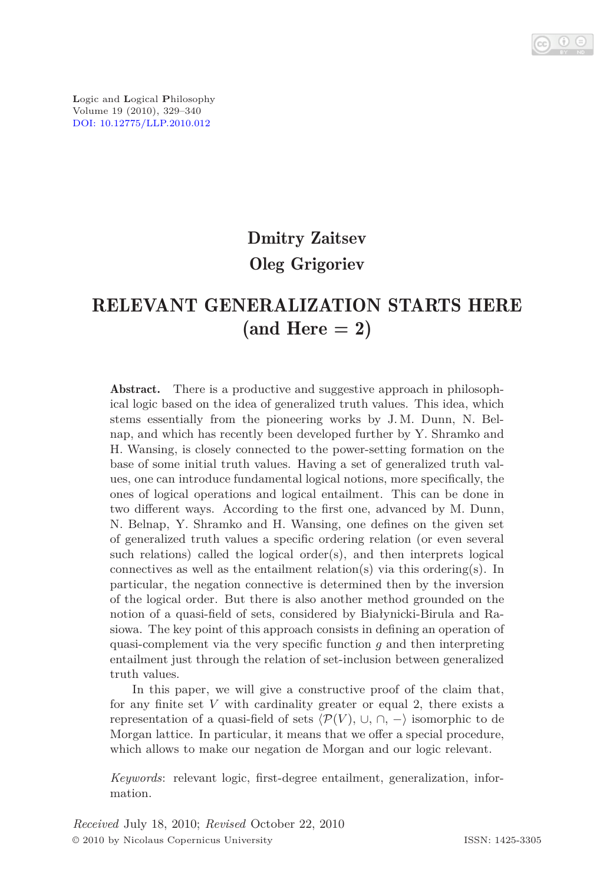Logic and Logical Philosophy
Volume 19 (2010), 329–340
DOI: 10.12775/LLP.2010.012

**Dmitry Zaitsev**
**Oleg Grigoriev**

# RELEVANT GENERALIZATION STARTS HERE (and Here = 2)

**Abstract.** There is a productive and suggestive approach in philosophical logic based on the idea of generalized truth values. This idea, which stems essentially from the pioneering works by J. M. Dunn, N. Belnap, and which has recently been developed further by Y. Shramko and H. Wansing, is closely connected to the power-setting formation on the base of some initial truth values. Having a set of generalized truth values, one can introduce fundamental logical notions, more specifically, the ones of logical operations and logical entailment. This can be done in two different ways. According to the first one, advanced by M. Dunn, N. Belnap, Y. Shramko and H. Wansing, one defines on the given set of generalized truth values a specific ordering relation (or even several such relations) called the logical order(s), and then interprets logical connectives as well as the entailment relation(s) via this ordering(s). In particular, the negation connective is determined then by the inversion of the logical order. But there is also another method grounded on the notion of a quasi-field of sets, considered by Białynicki-Birula and Rasiowa. The key point of this approach consists in defining an operation of quasi-complement via the very specific function $g$ and then interpreting entailment just through the relation of set-inclusion between generalized truth values.

In this paper, we will give a constructive proof of the claim that, for any finite set $V$ with cardinality greater or equal 2, there exists a representation of a quasi-field of sets $\langle \mathcal{P}(V), \cup, \cap, - \rangle$ isomorphic to de Morgan lattice. In particular, it means that we offer a special procedure, which allows to make our negation de Morgan and our logic relevant.

*Keywords*: relevant logic, first-degree entailment, generalization, information.

*Received* July 18, 2010; *Revised* October 22, 2010

© 2010 by Nicolaus Copernicus University ISSN: 1425-3305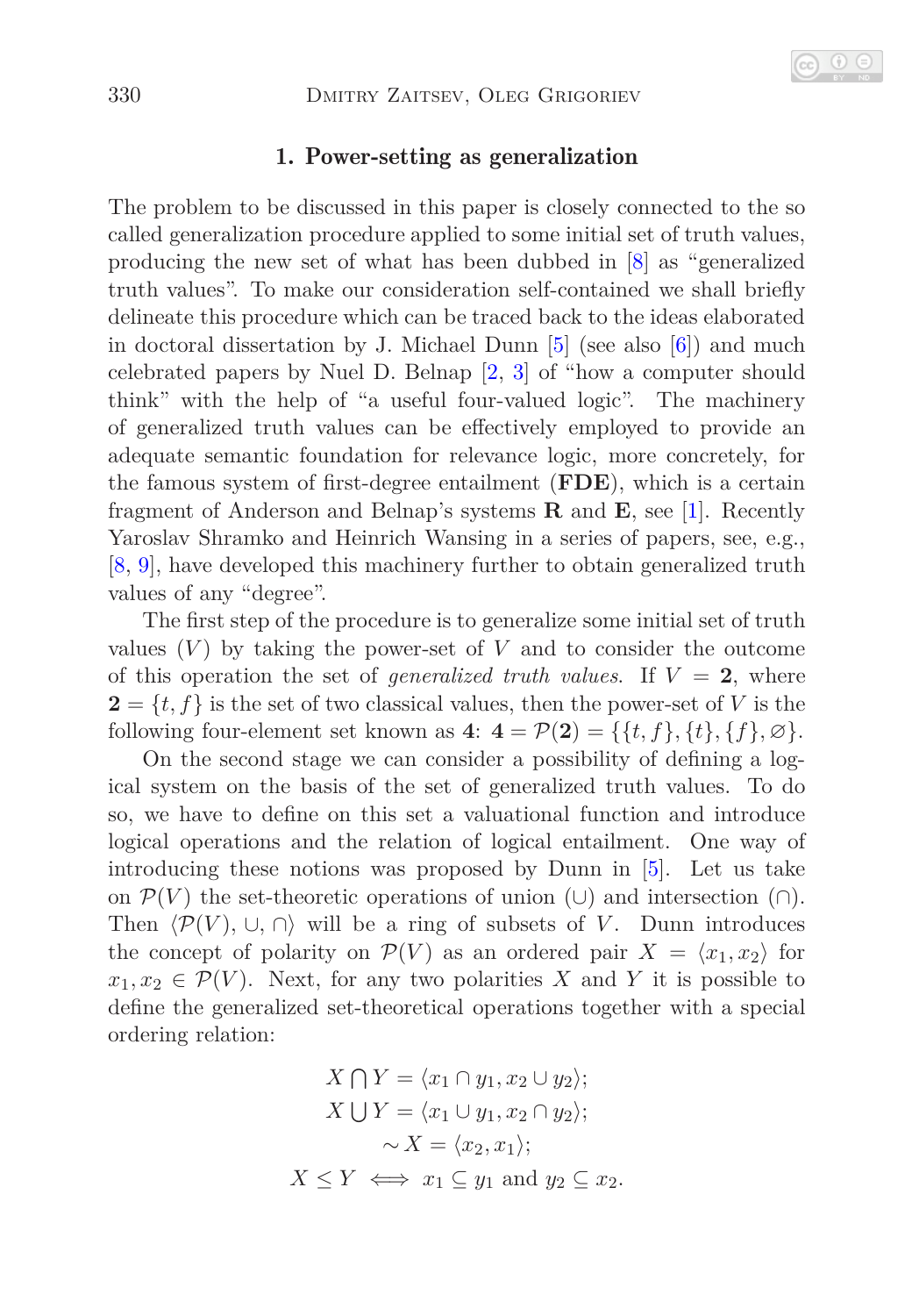## 1. Power-setting as generalization

The problem to be discussed in this paper is closely connected to the so called generalization procedure applied to some initial set of truth values, producing the new set of what has been dubbed in [8] as "generalized truth values". To make our consideration self-contained we shall briefly delineate this procedure which can be traced back to the ideas elaborated in doctoral dissertation by J. Michael Dunn [5] (see also [6]) and much celebrated papers by Nuel D. Belnap [2, 3] of "how a computer should think" with the help of "a useful four-valued logic". The machinery of generalized truth values can be effectively employed to provide an adequate semantic foundation for relevance logic, more concretely, for the famous system of first-degree entailment (**FDE**), which is a certain fragment of Anderson and Belnap's systems **R** and **E**, see [1]. Recently Yaroslav Shramko and Heinrich Wansing in a series of papers, see, e.g., [8, 9], have developed this machinery further to obtain generalized truth values of any "degree".

The first step of the procedure is to generalize some initial set of truth values ($V$) by taking the power-set of $V$ and to consider the outcome of this operation the set of *generalized truth values*. If $V = \mathbf{2}$, where $\mathbf{2} = \{t, f\}$ is the set of two classical values, then the power-set of $V$ is the following four-element set known as **4**: $\mathbf{4} = \mathcal{P}(\mathbf{2}) = \{\{t, f\}, \{t\}, \{f\}, \varnothing\}$.

On the second stage we can consider a possibility of defining a logical system on the basis of the set of generalized truth values. To do so, we have to define on this set a valuational function and introduce logical operations and the relation of logical entailment. One way of introducing these notions was proposed by Dunn in [5]. Let us take on $\mathcal{P}(V)$ the set-theoretic operations of union ($\cup$) and intersection ($\cap$). Then $\langle \mathcal{P}(V), \cup, \cap \rangle$ will be a ring of subsets of $V$. Dunn introduces the concept of polarity on $\mathcal{P}(V)$ as an ordered pair $X = \langle x_1, x_2 \rangle$ for $x_1, x_2 \in \mathcal{P}(V)$. Next, for any two polarities $X$ and $Y$ it is possible to define the generalized set-theoretical operations together with a special ordering relation:

$$X \bigcap Y = \langle x_1 \cap y_1, x_2 \cup y_2 \rangle;$$

$$X \bigcup Y = \langle x_1 \cup y_1, x_2 \cap y_2 \rangle;$$

$$\sim X = \langle x_2, x_1 \rangle;$$

$$X \leq Y \iff x_1 \subseteq y_1 \text{ and } y_2 \subseteq x_2.$$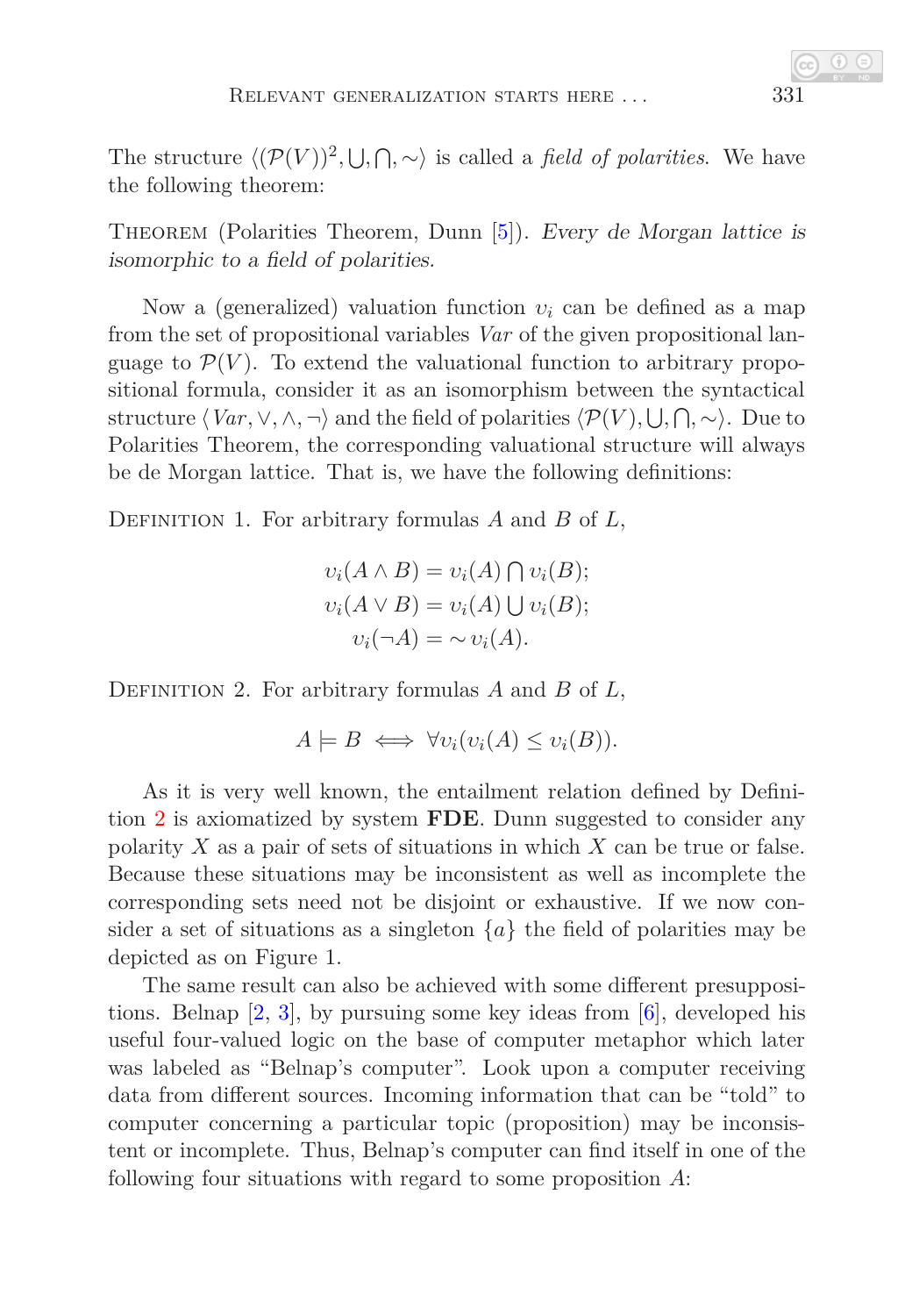The structure $\langle(\mathcal{P}(V))^2, \bigcup, \bigcap, \sim\rangle$ is called a *field of polarities*. We have the following theorem:

Theorem (Polarities Theorem, Dunn [5]). *Every de Morgan lattice is isomorphic to a field of polarities.*

Now a (generalized) valuation function $\upsilon_i$ can be defined as a map from the set of propositional variables *Var* of the given propositional language to $\mathcal{P}(V)$. To extend the valuational function to arbitrary propositional formula, consider it as an isomorphism between the syntactical structure $\langle Var, \vee, \wedge, \neg\rangle$ and the field of polarities $\langle\mathcal{P}(V), \bigcup, \bigcap, \sim\rangle$. Due to Polarities Theorem, the corresponding valuational structure will always be de Morgan lattice. That is, we have the following definitions:

Definition 1. For arbitrary formulas $A$ and $B$ of $L$,

$$\upsilon_i(A \wedge B) = \upsilon_i(A) \bigcap \upsilon_i(B);$$
$$\upsilon_i(A \vee B) = \upsilon_i(A) \bigcup \upsilon_i(B);$$
$$\upsilon_i(\neg A) = \sim \upsilon_i(A).$$

Definition 2. For arbitrary formulas $A$ and $B$ of $L$,

$$A \models B \iff \forall \upsilon_i(\upsilon_i(A) \leq \upsilon_i(B)).$$

As it is very well known, the entailment relation defined by Definition 2 is axiomatized by system **FDE**. Dunn suggested to consider any polarity $X$ as a pair of sets of situations in which $X$ can be true or false. Because these situations may be inconsistent as well as incomplete the corresponding sets need not be disjoint or exhaustive. If we now consider a set of situations as a singleton $\{a\}$ the field of polarities may be depicted as on Figure 1.

The same result can also be achieved with some different presuppositions. Belnap [2, 3], by pursuing some key ideas from [6], developed his useful four-valued logic on the base of computer metaphor which later was labeled as "Belnap's computer". Look upon a computer receiving data from different sources. Incoming information that can be "told" to computer concerning a particular topic (proposition) may be inconsistent or incomplete. Thus, Belnap's computer can find itself in one of the following four situations with regard to some proposition $A$: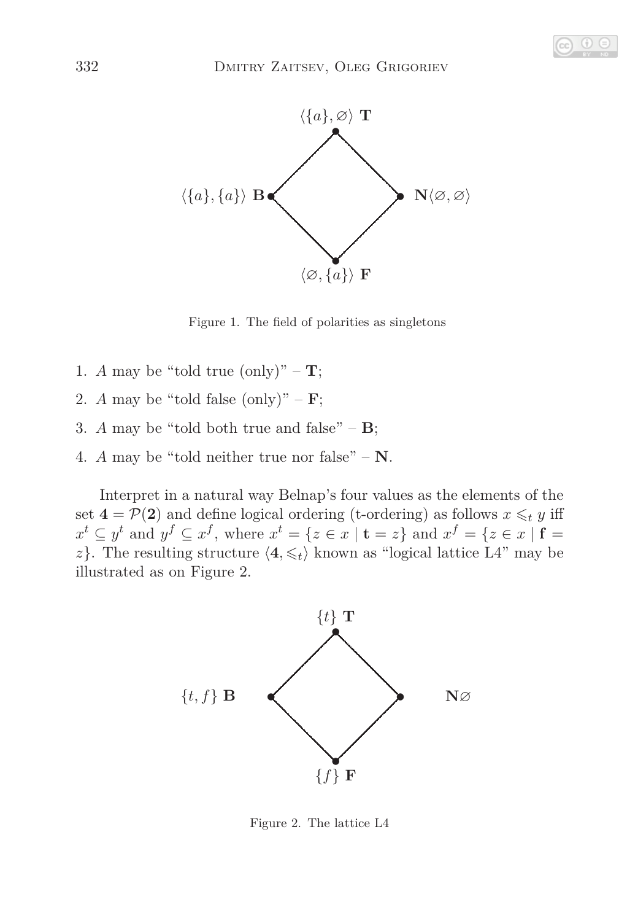$\langle\{a\},\varnothing\rangle$ **T**

$\langle\{a\},\{a\}\rangle$ **B** &nbsp;&nbsp;&nbsp;&nbsp; **N**$\langle\varnothing,\varnothing\rangle$

$\langle\varnothing,\{a\}\rangle$ **F**

Figure 1. The field of polarities as singletons

1. $A$ may be "told true (only)" – **T**;
2. $A$ may be "told false (only)" – **F**;
3. $A$ may be "told both true and false" – **B**;
4. $A$ may be "told neither true nor false" – **N**.

Interpret in a natural way Belnap's four values as the elements of the set $\mathbf{4} = \mathcal{P}(\mathbf{2})$ and define logical ordering (t-ordering) as follows $x \leqslant_t y$ iff $x^t \subseteq y^t$ and $y^f \subseteq x^f$, where $x^t = \{z \in x \mid \mathbf{t} = z\}$ and $x^f = \{z \in x \mid \mathbf{f} = z\}$. The resulting structure $\langle \mathbf{4}, \leqslant_t \rangle$ known as "logical lattice L4" may be illustrated as on Figure 2.

$\{t\}$ **T**

$\{t,f\}$ **B** &nbsp;&nbsp;&nbsp;&nbsp; **N**$\varnothing$

$\{f\}$ **F**

Figure 2. The lattice L4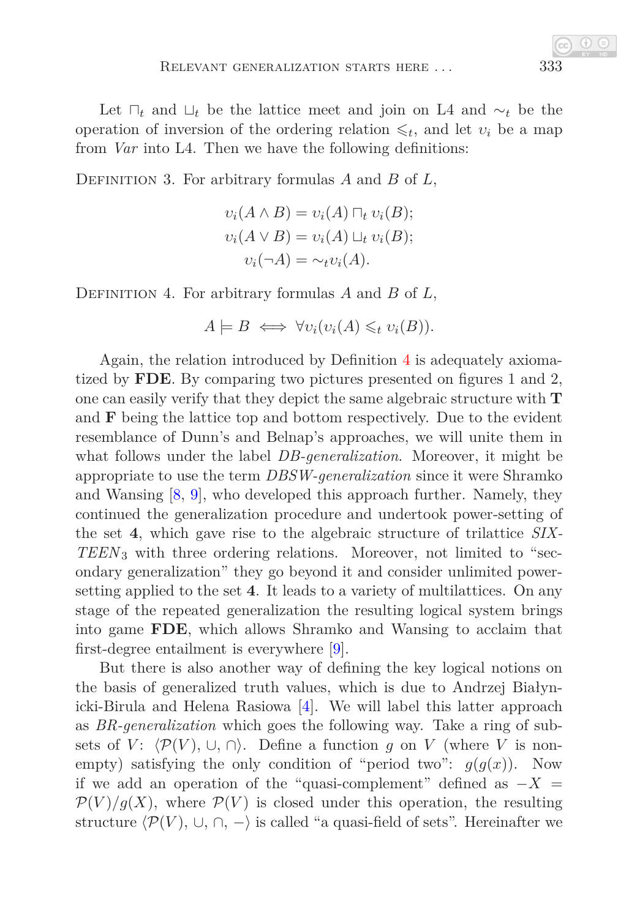Let $\sqcap_t$ and $\sqcup_t$ be the lattice meet and join on L4 and $\sim_t$ be the operation of inversion of the ordering relation $\leqslant_t$, and let $\upsilon_i$ be a map from *Var* into L4. Then we have the following definitions:

Definition 3. For arbitrary formulas $A$ and $B$ of $L$,

$$\upsilon_i(A \wedge B) = \upsilon_i(A) \sqcap_t \upsilon_i(B);$$
$$\upsilon_i(A \vee B) = \upsilon_i(A) \sqcup_t \upsilon_i(B);$$
$$\upsilon_i(\neg A) = \sim_t \upsilon_i(A).$$

Definition 4. For arbitrary formulas $A$ and $B$ of $L$,

$$A \models B \iff \forall \upsilon_i(\upsilon_i(A) \leqslant_t \upsilon_i(B)).$$

Again, the relation introduced by Definition 4 is adequately axiomatized by **FDE**. By comparing two pictures presented on figures 1 and 2, one can easily verify that they depict the same algebraic structure with **T** and **F** being the lattice top and bottom respectively. Due to the evident resemblance of Dunn's and Belnap's approaches, we will unite them in what follows under the label *DB-generalization*. Moreover, it might be appropriate to use the term *DBSW-generalization* since it were Shramko and Wansing [8, 9], who developed this approach further. Namely, they continued the generalization procedure and undertook power-setting of the set **4**, which gave rise to the algebraic structure of trilattice *SIXTEEN*$_3$ with three ordering relations. Moreover, not limited to "secondary generalization" they go beyond it and consider unlimited power-setting applied to the set **4**. It leads to a variety of multilattices. On any stage of the repeated generalization the resulting logical system brings into game **FDE**, which allows Shramko and Wansing to acclaim that first-degree entailment is everywhere [9].

But there is also another way of defining the key logical notions on the basis of generalized truth values, which is due to Andrzej Białynicki-Birula and Helena Rasiowa [4]. We will label this latter approach as *BR-generalization* which goes the following way. Take a ring of subsets of $V$: $\langle \mathcal{P}(V), \cup, \cap \rangle$. Define a function $g$ on $V$ (where $V$ is nonempty) satisfying the only condition of "period two": $g(g(x))$. Now if we add an operation of the "quasi-complement" defined as $-X = \mathcal{P}(V)/g(X)$, where $\mathcal{P}(V)$ is closed under this operation, the resulting structure $\langle \mathcal{P}(V), \cup, \cap, - \rangle$ is called "a quasi-field of sets". Hereinafter we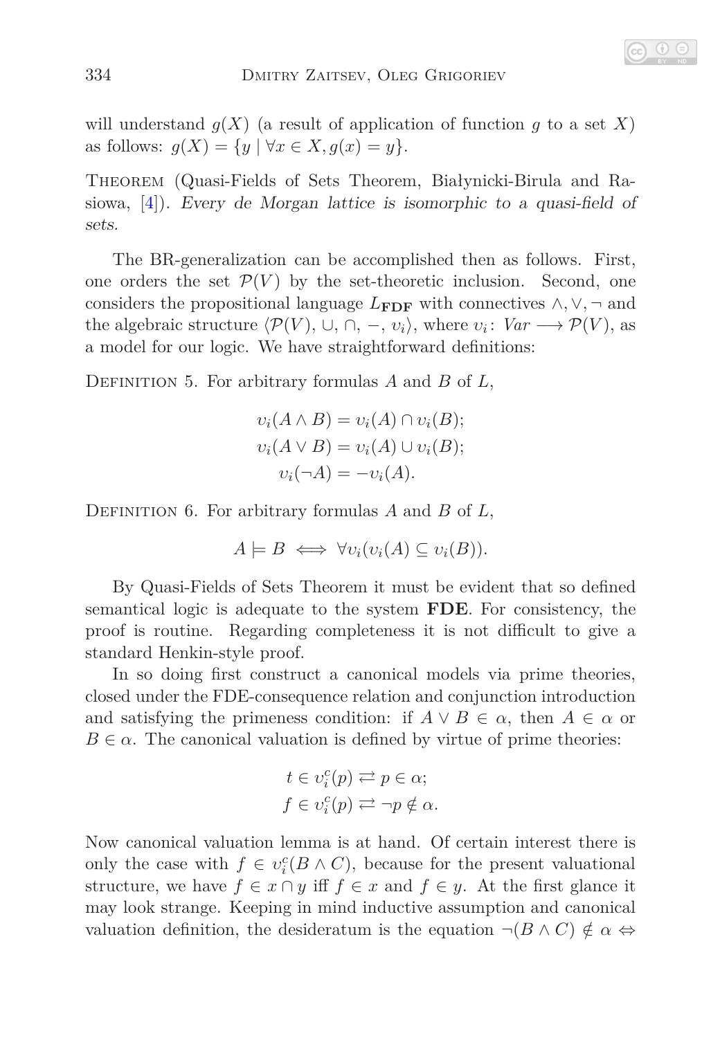will understand $g(X)$ (a result of application of function $g$ to a set $X$) as follows: $g(X) = \{y \mid \forall x \in X, g(x) = y\}$.

Theorem (Quasi-Fields of Sets Theorem, Białynicki-Birula and Rasiowa, [4]). *Every de Morgan lattice is isomorphic to a quasi-field of sets.*

The BR-generalization can be accomplished then as follows. First, one orders the set $\mathcal{P}(V)$ by the set-theoretic inclusion. Second, one considers the propositional language $L_{\mathbf{FDF}}$ with connectives $\wedge, \vee, \neg$ and the algebraic structure $\langle \mathcal{P}(V), \cup, \cap, -, \upsilon_i \rangle$, where $\upsilon_i \colon \mathit{Var} \longrightarrow \mathcal{P}(V)$, as a model for our logic. We have straightforward definitions:

Definition 5. For arbitrary formulas $A$ and $B$ of $L$,

$$\upsilon_i(A \wedge B) = \upsilon_i(A) \cap \upsilon_i(B);$$
$$\upsilon_i(A \vee B) = \upsilon_i(A) \cup \upsilon_i(B);$$
$$\upsilon_i(\neg A) = -\upsilon_i(A).$$

Definition 6. For arbitrary formulas $A$ and $B$ of $L$,

$$A \models B \iff \forall \upsilon_i(\upsilon_i(A) \subseteq \upsilon_i(B)).$$

By Quasi-Fields of Sets Theorem it must be evident that so defined semantical logic is adequate to the system **FDE**. For consistency, the proof is routine. Regarding completeness it is not difficult to give a standard Henkin-style proof.

In so doing first construct a canonical models via prime theories, closed under the FDE-consequence relation and conjunction introduction and satisfying the primeness condition: if $A \vee B \in \alpha$, then $A \in \alpha$ or $B \in \alpha$. The canonical valuation is defined by virtue of prime theories:

$$t \in \upsilon_i^c(p) \rightleftarrows p \in \alpha;$$
$$f \in \upsilon_i^c(p) \rightleftarrows \neg p \notin \alpha.$$

Now canonical valuation lemma is at hand. Of certain interest there is only the case with $f \in \upsilon_i^c(B \wedge C)$, because for the present valuational structure, we have $f \in x \cap y$ iff $f \in x$ and $f \in y$. At the first glance it may look strange. Keeping in mind inductive assumption and canonical valuation definition, the desideratum is the equation $\neg(B \wedge C) \notin \alpha \Leftrightarrow$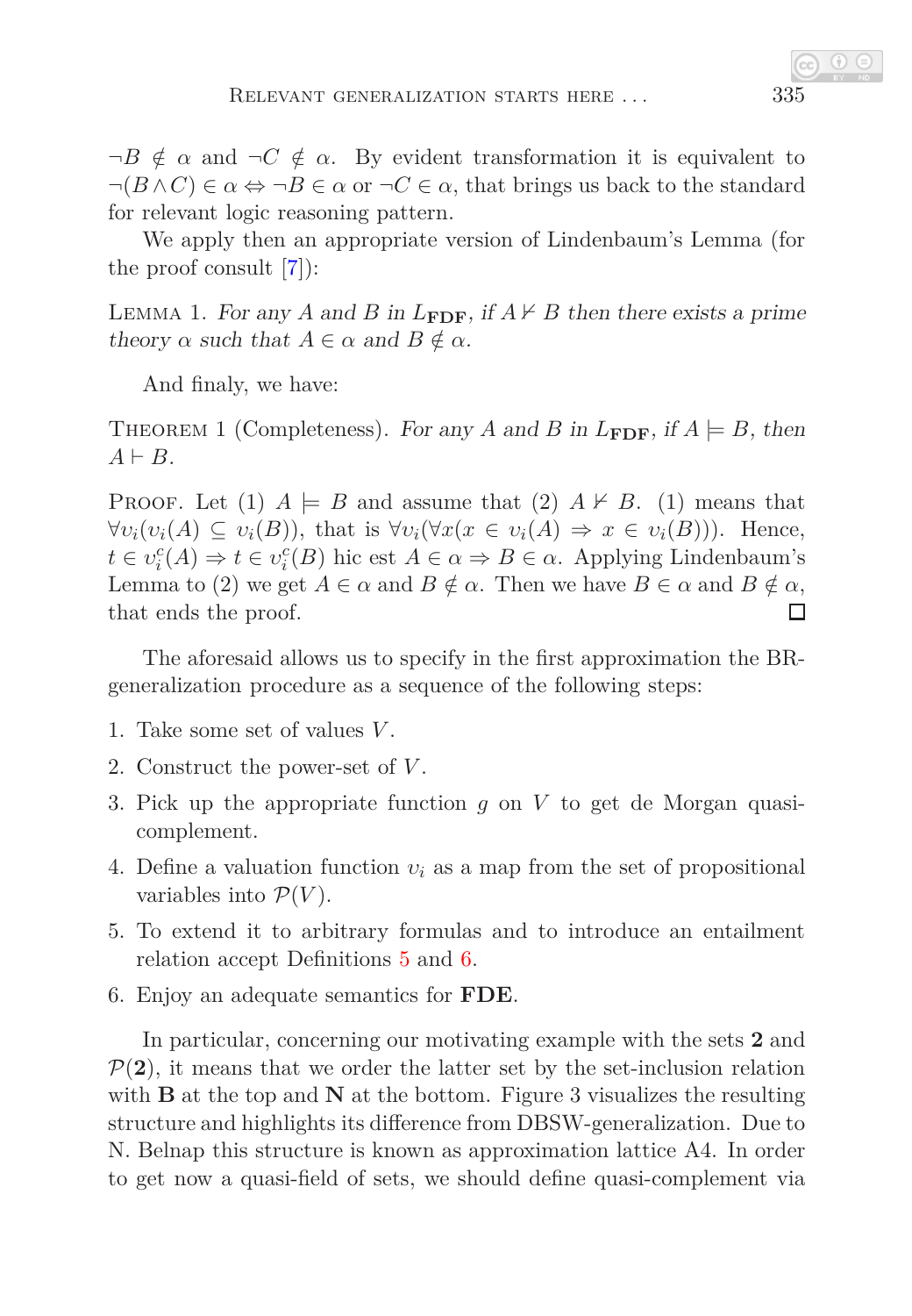$\neg B \notin \alpha$ and $\neg C \notin \alpha$. By evident transformation it is equivalent to $\neg(B \wedge C) \in \alpha \Leftrightarrow \neg B \in \alpha$ or $\neg C \in \alpha$, that brings us back to the standard for relevant logic reasoning pattern.

We apply then an appropriate version of Lindenbaum's Lemma (for the proof consult [7]):

Lemma 1. *For any $A$ and $B$ in $L_{\mathbf{FDF}}$, if $A \nvdash B$ then there exists a prime theory $\alpha$ such that $A \in \alpha$ and $B \notin \alpha$.*

And finaly, we have:

Theorem 1 (Completeness). *For any $A$ and $B$ in $L_{\mathbf{FDF}}$, if $A \models B$, then $A \vdash B$.*

Proof. Let (1) $A \models B$ and assume that (2) $A \nvdash B$. (1) means that $\forall \upsilon_i(\upsilon_i(A) \subseteq \upsilon_i(B))$, that is $\forall \upsilon_i(\forall x(x \in \upsilon_i(A) \Rightarrow x \in \upsilon_i(B)))$. Hence, $t \in \upsilon_i^c(A) \Rightarrow t \in \upsilon_i^c(B)$ hic est $A \in \alpha \Rightarrow B \in \alpha$. Applying Lindenbaum's Lemma to (2) we get $A \in \alpha$ and $B \notin \alpha$. Then we have $B \in \alpha$ and $B \notin \alpha$, that ends the proof. □

The aforesaid allows us to specify in the first approximation the BR-generalization procedure as a sequence of the following steps:

1. Take some set of values $V$.
2. Construct the power-set of $V$.
3. Pick up the appropriate function $g$ on $V$ to get de Morgan quasi-complement.
4. Define a valuation function $\upsilon_i$ as a map from the set of propositional variables into $\mathcal{P}(V)$.
5. To extend it to arbitrary formulas and to introduce an entailment relation accept Definitions 5 and 6.
6. Enjoy an adequate semantics for **FDE**.

In particular, concerning our motivating example with the sets **2** and $\mathcal{P}(\mathbf{2})$, it means that we order the latter set by the set-inclusion relation with **B** at the top and **N** at the bottom. Figure 3 visualizes the resulting structure and highlights its difference from DBSW-generalization. Due to N. Belnap this structure is known as approximation lattice A4. In order to get now a quasi-field of sets, we should define quasi-complement via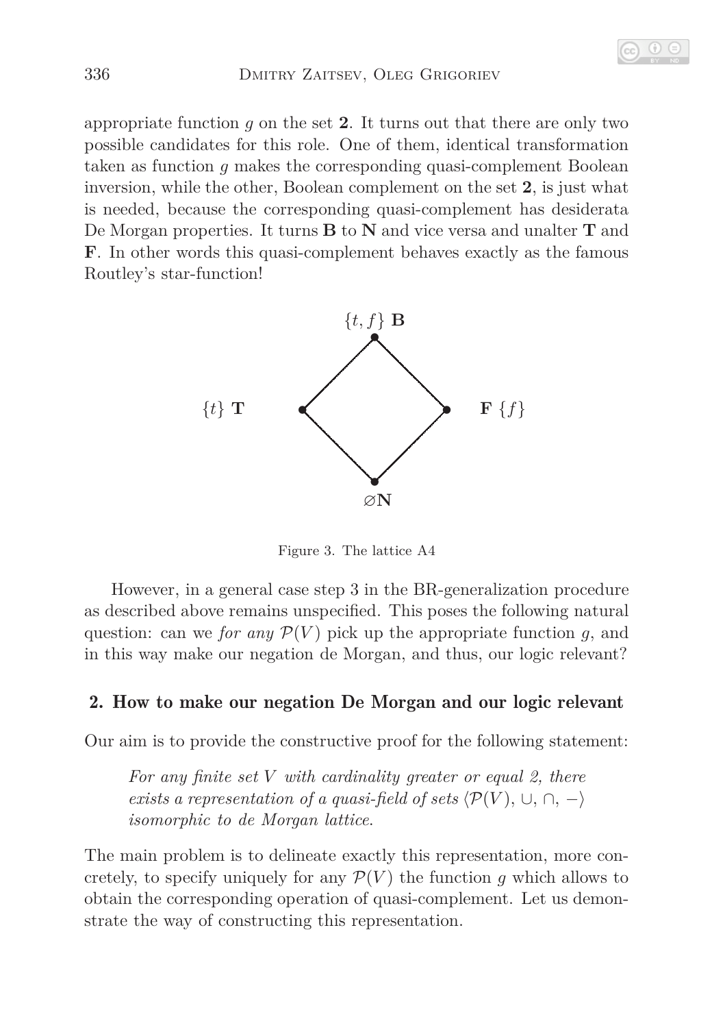appropriate function $g$ on the set **2**. It turns out that there are only two possible candidates for this role. One of them, identical transformation taken as function $g$ makes the corresponding quasi-complement Boolean inversion, while the other, Boolean complement on the set **2**, is just what is needed, because the corresponding quasi-complement has desiderata De Morgan properties. It turns **B** to **N** and vice versa and unalter **T** and **F**. In other words this quasi-complement behaves exactly as the famous Routley's star-function!

$\{t, f\}$ **B**

$\{t\}$ **T** **F** $\{f\}$

$\varnothing$**N**

Figure 3. The lattice A4

However, in a general case step 3 in the BR-generalization procedure as described above remains unspecified. This poses the following natural question: can we *for any* $\mathcal{P}(V)$ pick up the appropriate function $g$, and in this way make our negation de Morgan, and thus, our logic relevant?

## 2. How to make our negation De Morgan and our logic relevant

Our aim is to provide the constructive proof for the following statement:

> *For any finite set $V$ with cardinality greater or equal 2, there exists a representation of a quasi-field of sets $\langle \mathcal{P}(V), \cup, \cap, - \rangle$ isomorphic to de Morgan lattice.*

The main problem is to delineate exactly this representation, more concretely, to specify uniquely for any $\mathcal{P}(V)$ the function $g$ which allows to obtain the corresponding operation of quasi-complement. Let us demonstrate the way of constructing this representation.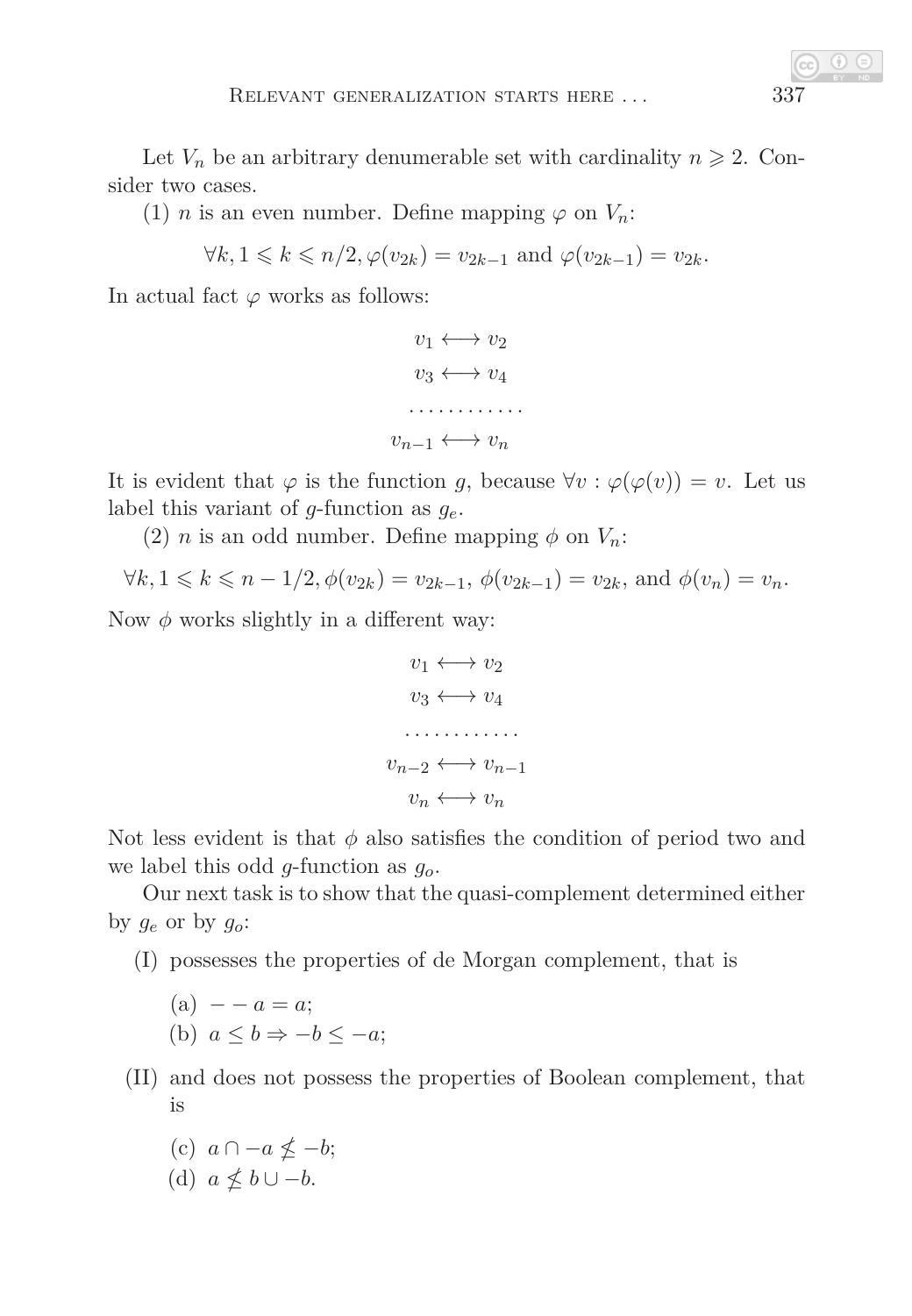Let $V_n$ be an arbitrary denumerable set with cardinality $n \geqslant 2$. Consider two cases.

(1) $n$ is an even number. Define mapping $\varphi$ on $V_n$:

$$\forall k, 1 \leqslant k \leqslant n/2, \varphi(v_{2k}) = v_{2k-1} \text{ and } \varphi(v_{2k-1}) = v_{2k}.$$

In actual fact $\varphi$ works as follows:

$$\begin{gathered} v_1 \longleftrightarrow v_2 \\ v_3 \longleftrightarrow v_4 \\ \cdots\cdots\cdots\cdots \\ v_{n-1} \longleftrightarrow v_n \end{gathered}$$

It is evident that $\varphi$ is the function $g$, because $\forall v : \varphi(\varphi(v)) = v$. Let us label this variant of $g$-function as $g_e$.

(2) $n$ is an odd number. Define mapping $\phi$ on $V_n$:

$$\forall k, 1 \leqslant k \leqslant n - 1/2, \phi(v_{2k}) = v_{2k-1},\ \phi(v_{2k-1}) = v_{2k}, \text{ and } \phi(v_n) = v_n.$$

Now $\phi$ works slightly in a different way:

$$\begin{gathered} v_1 \longleftrightarrow v_2 \\ v_3 \longleftrightarrow v_4 \\ \cdots\cdots\cdots\cdots \\ v_{n-2} \longleftrightarrow v_{n-1} \\ v_n \longleftrightarrow v_n \end{gathered}$$

Not less evident is that $\phi$ also satisfies the condition of period two and we label this odd $g$-function as $g_o$.

Our next task is to show that the quasi-complement determined either by $g_e$ or by $g_o$:

(I) possesses the properties of de Morgan complement, that is

- (a) $- - a = a$;
- (b) $a \leq b \Rightarrow -b \leq -a$;

(II) and does not possess the properties of Boolean complement, that is

- (c) $a \cap -a \nleq -b$;
- (d) $a \nleq b \cup -b$.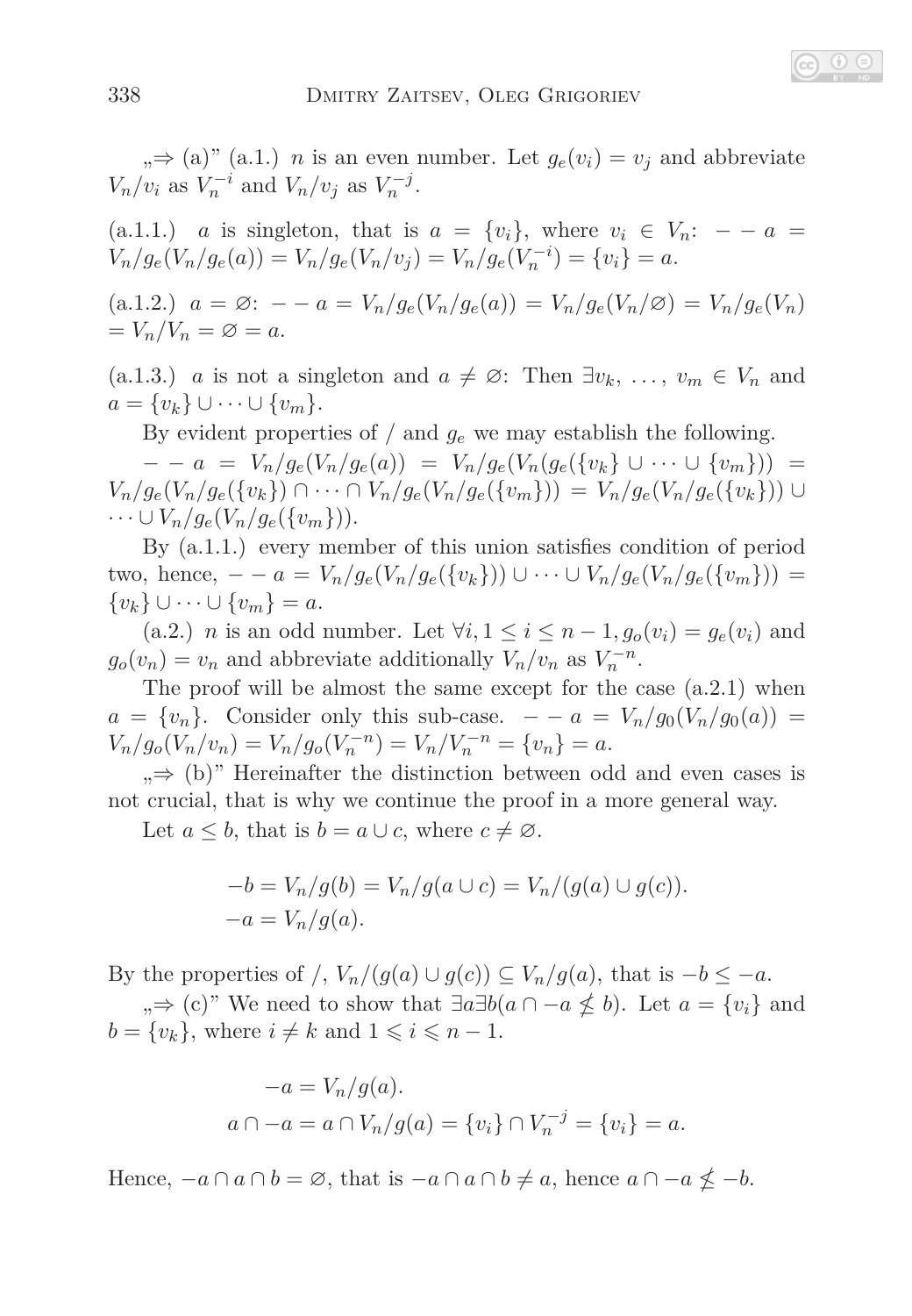„$\Rightarrow$ (a)" (a.1.) $n$ is an even number. Let $g_e(v_i) = v_j$ and abbreviate $V_n/v_i$ as $V_n^{-i}$ and $V_n/v_j$ as $V_n^{-j}$.

(a.1.1.) $a$ is singleton, that is $a = \{v_i\}$, where $v_i \in V_n$: $--a = V_n/g_e(V_n/g_e(a)) = V_n/g_e(V_n/v_j) = V_n/g_e(V_n^{-i}) = \{v_i\} = a$.

(a.1.2.) $a = \varnothing$: $--a = V_n/g_e(V_n/g_e(a)) = V_n/g_e(V_n/\varnothing) = V_n/g_e(V_n) = V_n/V_n = \varnothing = a$.

(a.1.3.) $a$ is not a singleton and $a \neq \varnothing$: Then $\exists v_k, \ldots, v_m \in V_n$ and $a = \{v_k\} \cup \cdots \cup \{v_m\}$.

By evident properties of / and $g_e$ we may establish the following.

$--a = V_n/g_e(V_n/g_e(a)) = V_n/g_e(V_n(g_e(\{v_k\} \cup \cdots \cup \{v_m\})) = V_n/g_e(V_n/g_e(\{v_k\}) \cap \cdots \cap V_n/g_e(V_n/g_e(\{v_m\})) = V_n/g_e(V_n/g_e(\{v_k\})) \cup \cdots \cup V_n/g_e(V_n/g_e(\{v_m\}))$.

By (a.1.1.) every member of this union satisfies condition of period two, hence, $--a = V_n/g_e(V_n/g_e(\{v_k\})) \cup \cdots \cup V_n/g_e(V_n/g_e(\{v_m\})) = \{v_k\} \cup \cdots \cup \{v_m\} = a$.

(a.2.) $n$ is an odd number. Let $\forall i, 1 \leq i \leq n-1, g_o(v_i) = g_e(v_i)$ and $g_o(v_n) = v_n$ and abbreviate additionally $V_n/v_n$ as $V_n^{-n}$.

The proof will be almost the same except for the case (a.2.1) when $a = \{v_n\}$. Consider only this sub-case. $--a = V_n/g_0(V_n/g_0(a)) = V_n/g_o(V_n/v_n) = V_n/g_o(V_n^{-n}) = V_n/V_n^{-n} = \{v_n\} = a$.

„$\Rightarrow$ (b)" Hereinafter the distinction between odd and even cases is not crucial, that is why we continue the proof in a more general way.

Let $a \leq b$, that is $b = a \cup c$, where $c \neq \varnothing$.

$$-b = V_n/g(b) = V_n/g(a \cup c) = V_n/(g(a) \cup g(c)).$$
$$-a = V_n/g(a).$$

By the properties of /, $V_n/(g(a) \cup g(c)) \subseteq V_n/g(a)$, that is $-b \leq -a$.

„$\Rightarrow$ (c)" We need to show that $\exists a \exists b(a \cap -a \nleq b)$. Let $a = \{v_i\}$ and $b = \{v_k\}$, where $i \neq k$ and $1 \leqslant i \leqslant n-1$.

$$-a = V_n/g(a).$$
$$a \cap -a = a \cap V_n/g(a) = \{v_i\} \cap V_n^{-j} = \{v_i\} = a.$$

Hence, $-a \cap a \cap b = \varnothing$, that is $-a \cap a \cap b \neq a$, hence $a \cap -a \nleq -b$.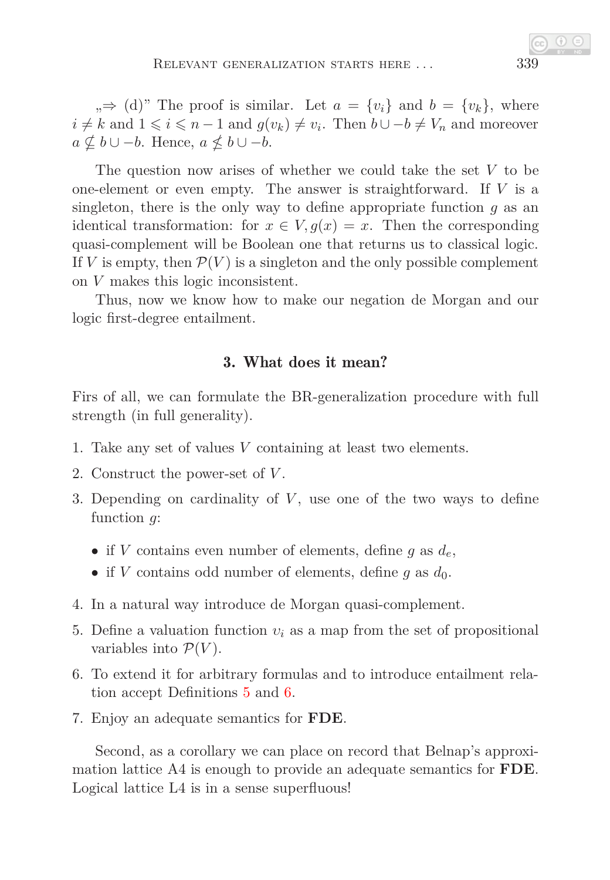„⇒ (d)" The proof is similar. Let $a = \{v_i\}$ and $b = \{v_k\}$, where $i \neq k$ and $1 \leqslant i \leqslant n-1$ and $g(v_k) \neq v_i$. Then $b \cup -b \neq V_n$ and moreover $a \nsubseteq b \cup -b$. Hence, $a \nleq b \cup -b$.

The question now arises of whether we could take the set $V$ to be one-element or even empty. The answer is straightforward. If $V$ is a singleton, there is the only way to define appropriate function $g$ as an identical transformation: for $x \in V, g(x) = x$. Then the corresponding quasi-complement will be Boolean one that returns us to classical logic. If $V$ is empty, then $\mathcal{P}(V)$ is a singleton and the only possible complement on $V$ makes this logic inconsistent.

Thus, now we know how to make our negation de Morgan and our logic first-degree entailment.

## 3. What does it mean?

Firs of all, we can formulate the BR-generalization procedure with full strength (in full generality).

1. Take any set of values $V$ containing at least two elements.
2. Construct the power-set of $V$.
3. Depending on cardinality of $V$, use one of the two ways to define function $g$:
   - if $V$ contains even number of elements, define $g$ as $d_e$,
   - if $V$ contains odd number of elements, define $g$ as $d_0$.
4. In a natural way introduce de Morgan quasi-complement.
5. Define a valuation function $v_i$ as a map from the set of propositional variables into $\mathcal{P}(V)$.
6. To extend it for arbitrary formulas and to introduce entailment relation accept Definitions 5 and 6.
7. Enjoy an adequate semantics for **FDE**.

Second, as a corollary we can place on record that Belnap's approximation lattice A4 is enough to provide an adequate semantics for **FDE**. Logical lattice L4 is in a sense superfluous!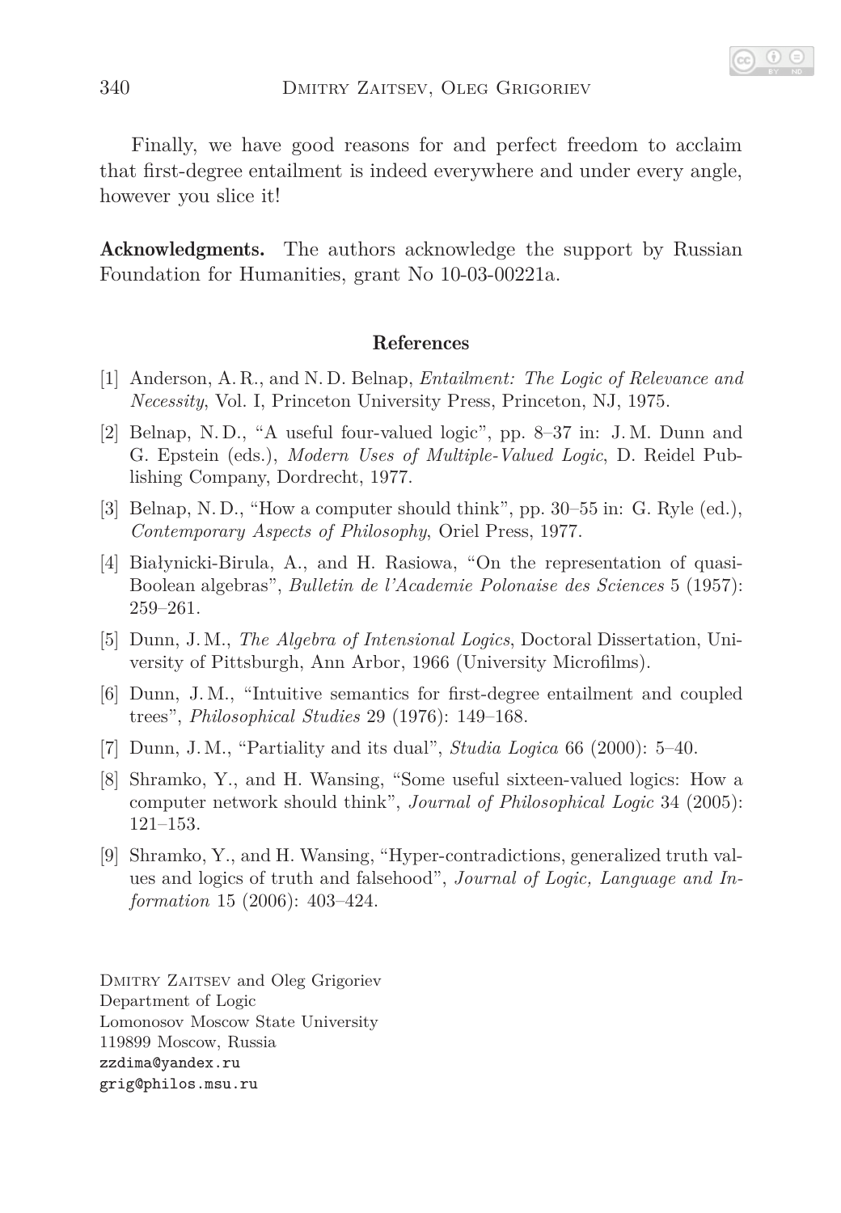Finally, we have good reasons for and perfect freedom to acclaim that first-degree entailment is indeed everywhere and under every angle, however you slice it!

**Acknowledgments.** The authors acknowledge the support by Russian Foundation for Humanities, grant No 10-03-00221a.

## References

[1] Anderson, A. R., and N. D. Belnap, *Entailment: The Logic of Relevance and Necessity*, Vol. I, Princeton University Press, Princeton, NJ, 1975.

[2] Belnap, N. D., "A useful four-valued logic", pp. 8–37 in: J. M. Dunn and G. Epstein (eds.), *Modern Uses of Multiple-Valued Logic*, D. Reidel Publishing Company, Dordrecht, 1977.

[3] Belnap, N. D., "How a computer should think", pp. 30–55 in: G. Ryle (ed.), *Contemporary Aspects of Philosophy*, Oriel Press, 1977.

[4] Białynicki-Birula, A., and H. Rasiowa, "On the representation of quasi-Boolean algebras", *Bulletin de l'Academie Polonaise des Sciences* 5 (1957): 259–261.

[5] Dunn, J. M., *The Algebra of Intensional Logics*, Doctoral Dissertation, University of Pittsburgh, Ann Arbor, 1966 (University Microfilms).

[6] Dunn, J. M., "Intuitive semantics for first-degree entailment and coupled trees", *Philosophical Studies* 29 (1976): 149–168.

[7] Dunn, J. M., "Partiality and its dual", *Studia Logica* 66 (2000): 5–40.

[8] Shramko, Y., and H. Wansing, "Some useful sixteen-valued logics: How a computer network should think", *Journal of Philosophical Logic* 34 (2005): 121–153.

[9] Shramko, Y., and H. Wansing, "Hyper-contradictions, generalized truth values and logics of truth and falsehood", *Journal of Logic, Language and Information* 15 (2006): 403–424.

Dmitry Zaitsev and Oleg Grigoriev
Department of Logic
Lomonosov Moscow State University
119899 Moscow, Russia
zzdima@yandex.ru
grig@philos.msu.ru